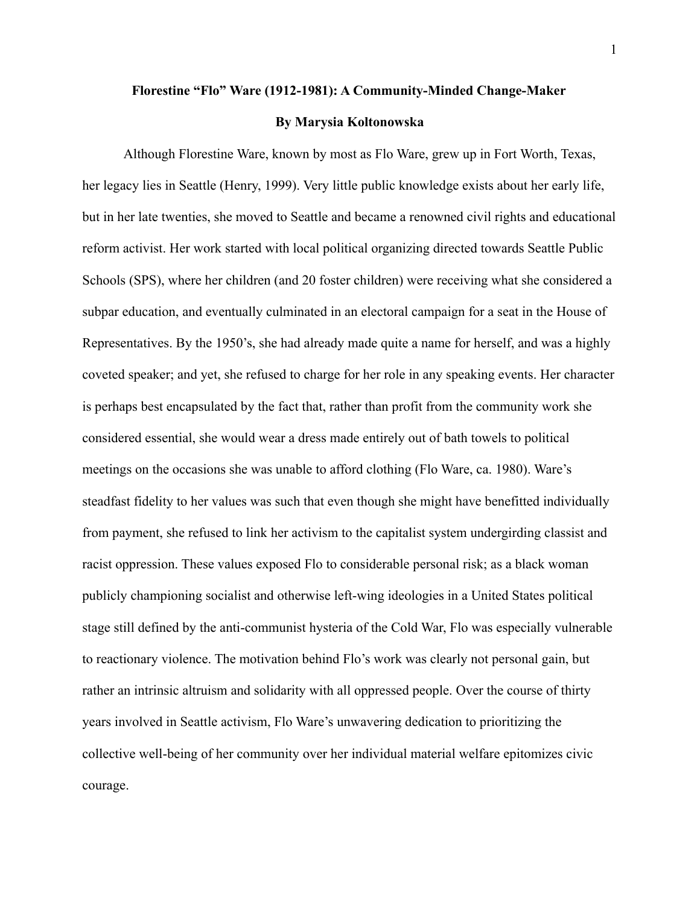# Florestine "Flo" Ware (1912-1981): A Community-Minded Change-Maker

**By Marysia Koltonowska**

Although Florestine Ware, known by most as Flo Ware, grew up in Fort Worth, Texas, her legacy lies in Seattle (Henry, 1999). Very little public knowledge exists about her early life, but in her late twenties, she moved to Seattle and became a renowned civil rights and educational reform activist. Her work started with local political organizing directed towards Seattle Public Schools (SPS), where her children (and 20 foster children) were receiving what she considered a subpar education, and eventually culminated in an electoral campaign for a seat in the House of Representatives. By the 1950's, she had already made quite a name for herself, and was a highly coveted speaker; and yet, she refused to charge for her role in any speaking events. Her character is perhaps best encapsulated by the fact that, rather than profit from the community work she considered essential, she would wear a dress made entirely out of bath towels to political meetings on the occasions she was unable to afford clothing (Flo Ware, ca. 1980). Ware's steadfast fidelity to her values was such that even though she might have benefitted individually from payment, she refused to link her activism to the capitalist system undergirding classist and racist oppression. These values exposed Flo to considerable personal risk; as a black woman publicly championing socialist and otherwise left-wing ideologies in a United States political stage still defined by the anti-communist hysteria of the Cold War, Flo was especially vulnerable to reactionary violence. The motivation behind Flo's work was clearly not personal gain, but rather an intrinsic altruism and solidarity with all oppressed people. Over the course of thirty years involved in Seattle activism, Flo Ware's unwavering dedication to prioritizing the collective well-being of her community over her individual material welfare epitomizes civic courage.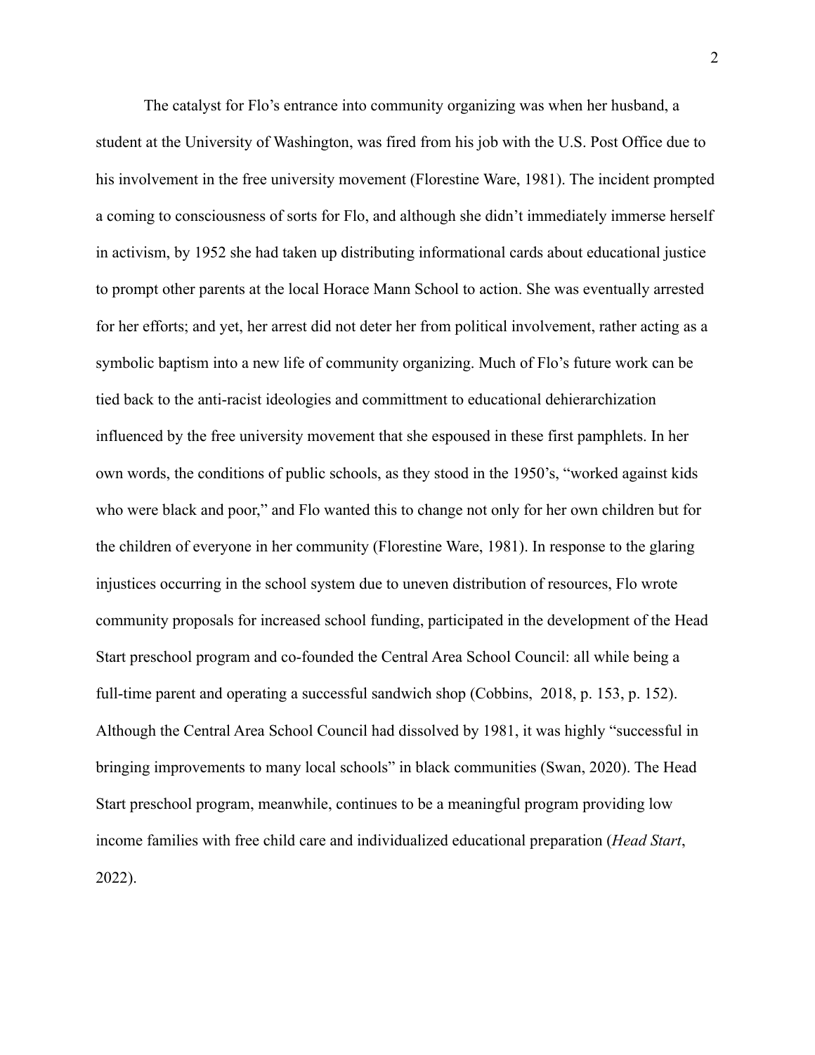The catalyst for Flo's entrance into community organizing was when her husband, a student at the University of Washington, was fired from his job with the U.S. Post Office due to his involvement in the free university movement (Florestine Ware, 1981). The incident prompted a coming to consciousness of sorts for Flo, and although she didn't immediately immerse herself in activism, by 1952 she had taken up distributing informational cards about educational justice to prompt other parents at the local Horace Mann School to action. She was eventually arrested for her efforts; and yet, her arrest did not deter her from political involvement, rather acting as a symbolic baptism into a new life of community organizing. Much of Flo's future work can be tied back to the anti-racist ideologies and committment to educational dehierarchization influenced by the free university movement that she espoused in these first pamphlets. In her own words, the conditions of public schools, as they stood in the 1950's, "worked against kids who were black and poor," and Flo wanted this to change not only for her own children but for the children of everyone in her community (Florestine Ware, 1981). In response to the glaring injustices occurring in the school system due to uneven distribution of resources, Flo wrote community proposals for increased school funding, participated in the development of the Head Start preschool program and co-founded the Central Area School Council: all while being a full-time parent and operating a successful sandwich shop (Cobbins, 2018, p. 153, p. 152). Although the Central Area School Council had dissolved by 1981, it was highly "successful in bringing improvements to many local schools" in black communities (Swan, 2020). The Head Start preschool program, meanwhile, continues to be a meaningful program providing low income families with free child care and individualized educational preparation (*Head Start*, 2022).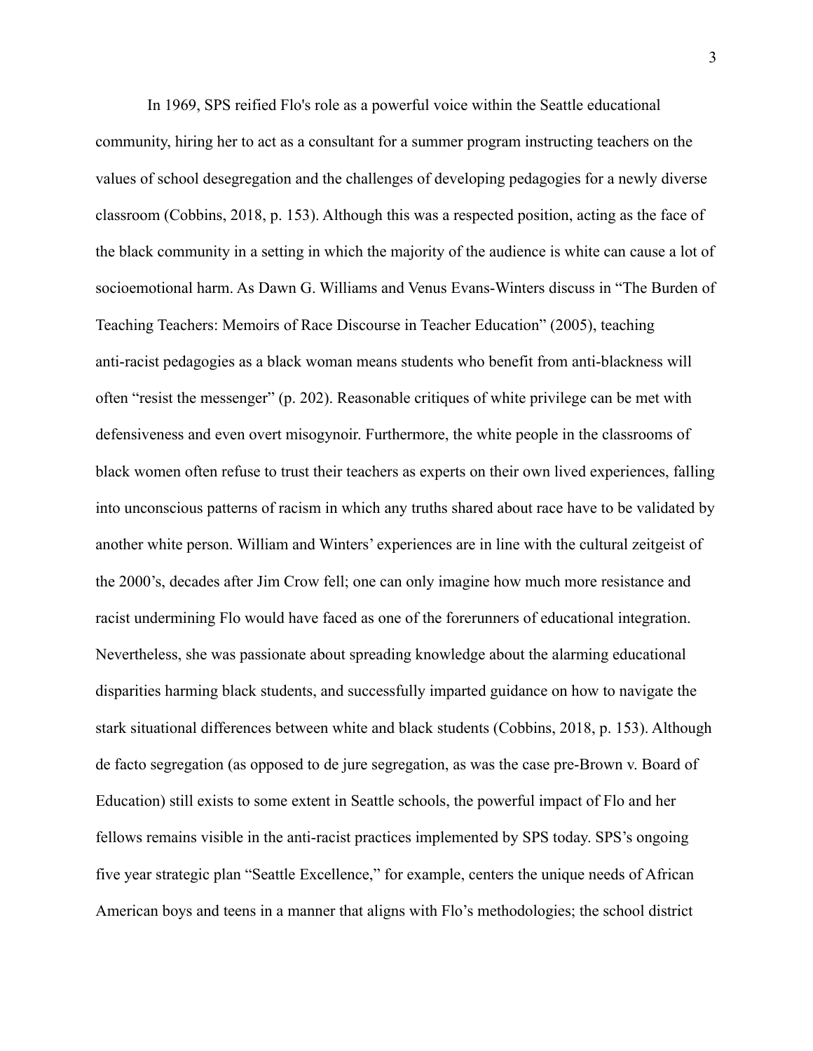In 1969, SPS reified Flo's role as a powerful voice within the Seattle educational community, hiring her to act as a consultant for a summer program instructing teachers on the values of school desegregation and the challenges of developing pedagogies for a newly diverse classroom (Cobbins, 2018, p. 153). Although this was a respected position, acting as the face of the black community in a setting in which the majority of the audience is white can cause a lot of socioemotional harm. As Dawn G. Williams and Venus Evans-Winters discuss in "The Burden of Teaching Teachers: Memoirs of Race Discourse in Teacher Education" (2005), teaching anti-racist pedagogies as a black woman means students who benefit from anti-blackness will often "resist the messenger" (p. 202). Reasonable critiques of white privilege can be met with defensiveness and even overt misogynoir. Furthermore, the white people in the classrooms of black women often refuse to trust their teachers as experts on their own lived experiences, falling into unconscious patterns of racism in which any truths shared about race have to be validated by another white person. William and Winters' experiences are in line with the cultural zeitgeist of the 2000's, decades after Jim Crow fell; one can only imagine how much more resistance and racist undermining Flo would have faced as one of the forerunners of educational integration. Nevertheless, she was passionate about spreading knowledge about the alarming educational disparities harming black students, and successfully imparted guidance on how to navigate the stark situational differences between white and black students (Cobbins, 2018, p. 153). Although de facto segregation (as opposed to de jure segregation, as was the case pre-Brown v. Board of Education) still exists to some extent in Seattle schools, the powerful impact of Flo and her fellows remains visible in the anti-racist practices implemented by SPS today. SPS's ongoing five year strategic plan "Seattle Excellence," for example, centers the unique needs of African American boys and teens in a manner that aligns with Flo's methodologies; the school district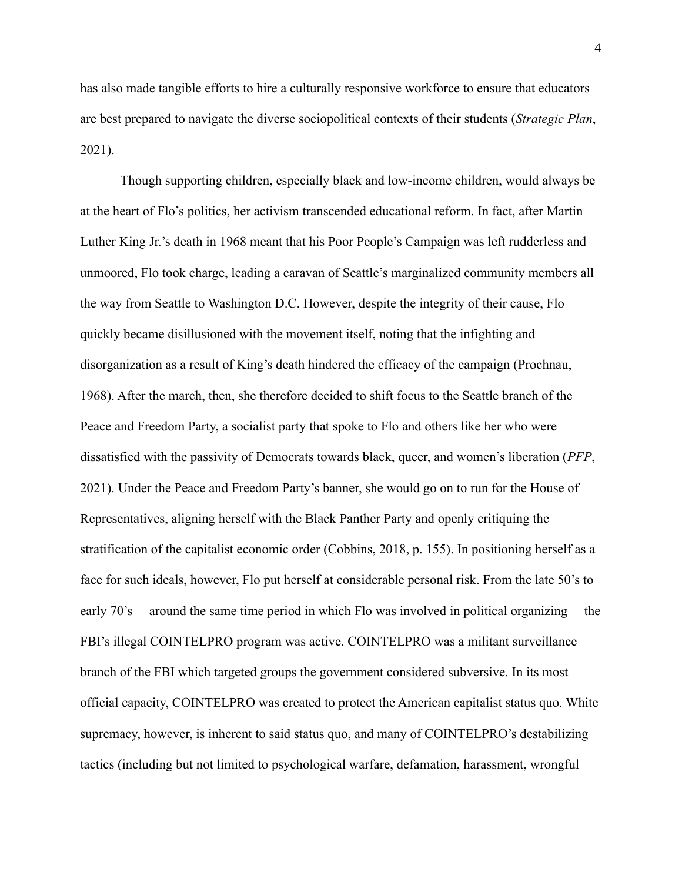has also made tangible efforts to hire a culturally responsive workforce to ensure that educators are best prepared to navigate the diverse sociopolitical contexts of their students (*Strategic Plan*, 2021).

Though supporting children, especially black and low-income children, would always be at the heart of Flo's politics, her activism transcended educational reform. In fact, after Martin Luther King Jr.'s death in 1968 meant that his Poor People's Campaign was left rudderless and unmoored, Flo took charge, leading a caravan of Seattle's marginalized community members all the way from Seattle to Washington D.C. However, despite the integrity of their cause, Flo quickly became disillusioned with the movement itself, noting that the infighting and disorganization as a result of King's death hindered the efficacy of the campaign (Prochnau, 1968). After the march, then, she therefore decided to shift focus to the Seattle branch of the Peace and Freedom Party, a socialist party that spoke to Flo and others like her who were dissatisfied with the passivity of Democrats towards black, queer, and women's liberation (*PFP*, 2021). Under the Peace and Freedom Party's banner, she would go on to run for the House of Representatives, aligning herself with the Black Panther Party and openly critiquing the stratification of the capitalist economic order (Cobbins, 2018, p. 155). In positioning herself as a face for such ideals, however, Flo put herself at considerable personal risk. From the late 50's to early 70's— around the same time period in which Flo was involved in political organizing— the FBI's illegal COINTELPRO program was active. COINTELPRO was a militant surveillance branch of the FBI which targeted groups the government considered subversive. In its most official capacity, COINTELPRO was created to protect the American capitalist status quo. White supremacy, however, is inherent to said status quo, and many of COINTELPRO's destabilizing tactics (including but not limited to psychological warfare, defamation, harassment, wrongful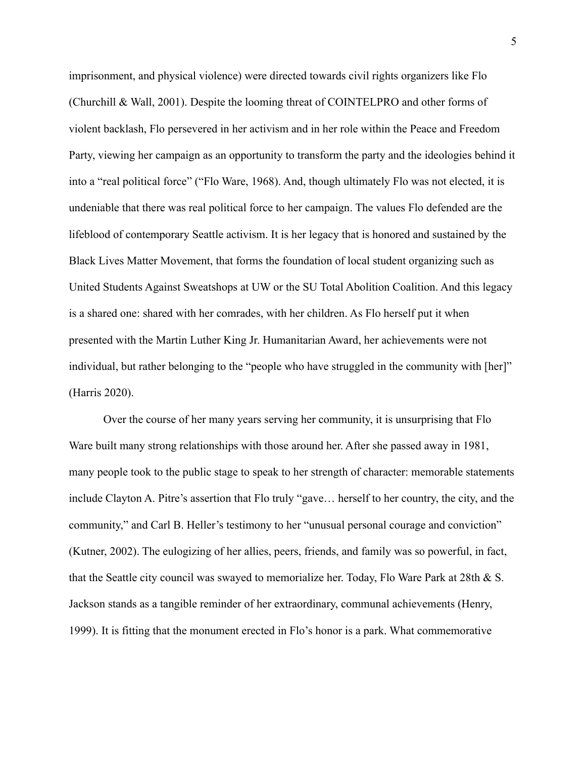imprisonment, and physical violence) were directed towards civil rights organizers like Flo (Churchill & Wall, 2001). Despite the looming threat of COINTELPRO and other forms of violent backlash, Flo persevered in her activism and in her role within the Peace and Freedom Party, viewing her campaign as an opportunity to transform the party and the ideologies behind it into a "real political force" ("Flo Ware, 1968). And, though ultimately Flo was not elected, it is undeniable that there was real political force to her campaign. The values Flo defended are the lifeblood of contemporary Seattle activism. It is her legacy that is honored and sustained by the Black Lives Matter Movement, that forms the foundation of local student organizing such as United Students Against Sweatshops at UW or the SU Total Abolition Coalition. And this legacy is a shared one: shared with her comrades, with her children. As Flo herself put it when presented with the Martin Luther King Jr. Humanitarian Award, her achievements were not individual, but rather belonging to the "people who have struggled in the community with [her]" (Harris 2020).

Over the course of her many years serving her community, it is unsurprising that Flo Ware built many strong relationships with those around her. After she passed away in 1981, many people took to the public stage to speak to her strength of character: memorable statements include Clayton A. Pitre's assertion that Flo truly "gave… herself to her country, the city, and the community," and Carl B. Heller's testimony to her "unusual personal courage and conviction" (Kutner, 2002). The eulogizing of her allies, peers, friends, and family was so powerful, in fact, that the Seattle city council was swayed to memorialize her. Today, Flo Ware Park at 28th & S. Jackson stands as a tangible reminder of her extraordinary, communal achievements (Henry, 1999). It is fitting that the monument erected in Flo's honor is a park. What commemorative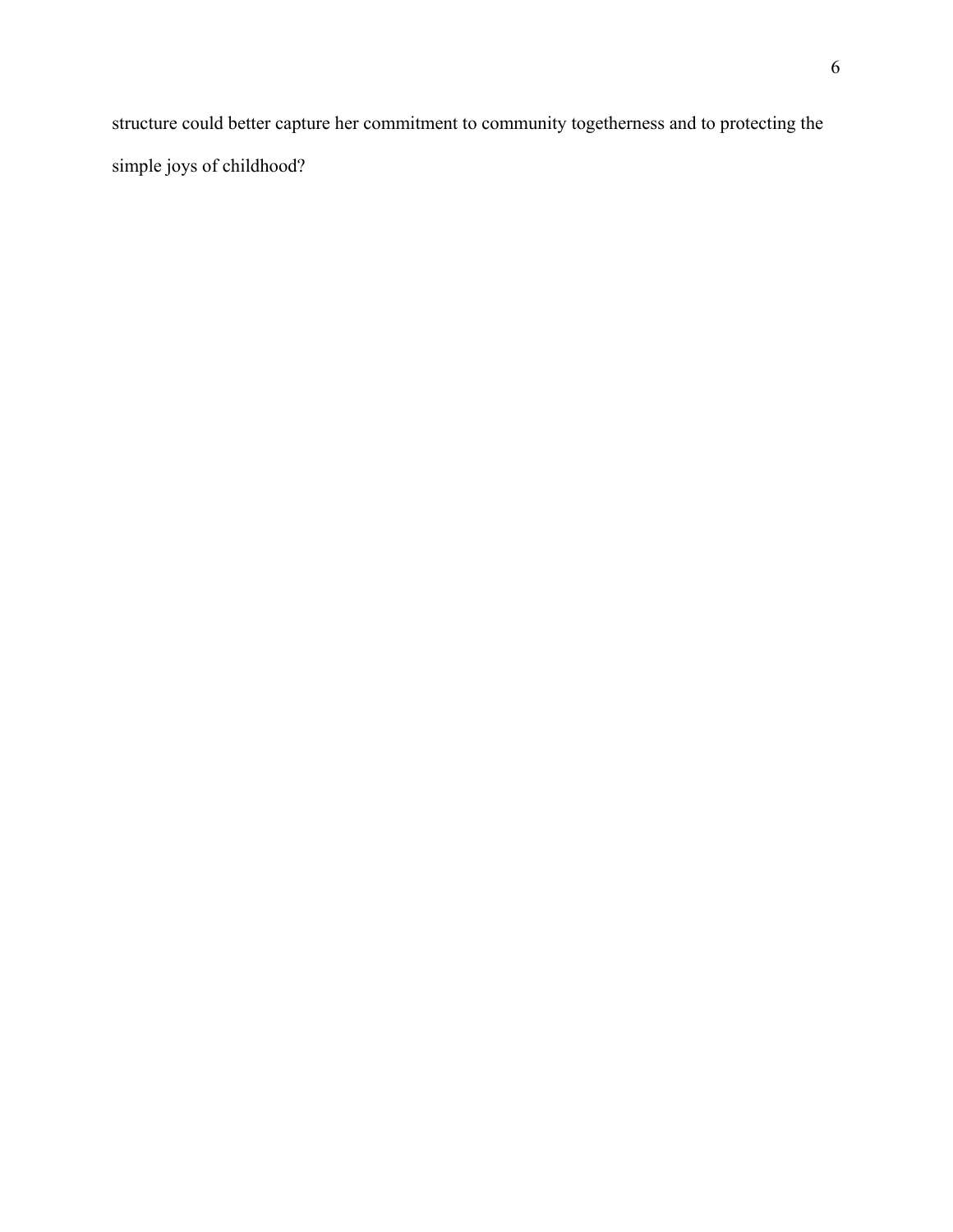structure could better capture her commitment to community togetherness and to protecting the simple joys of childhood?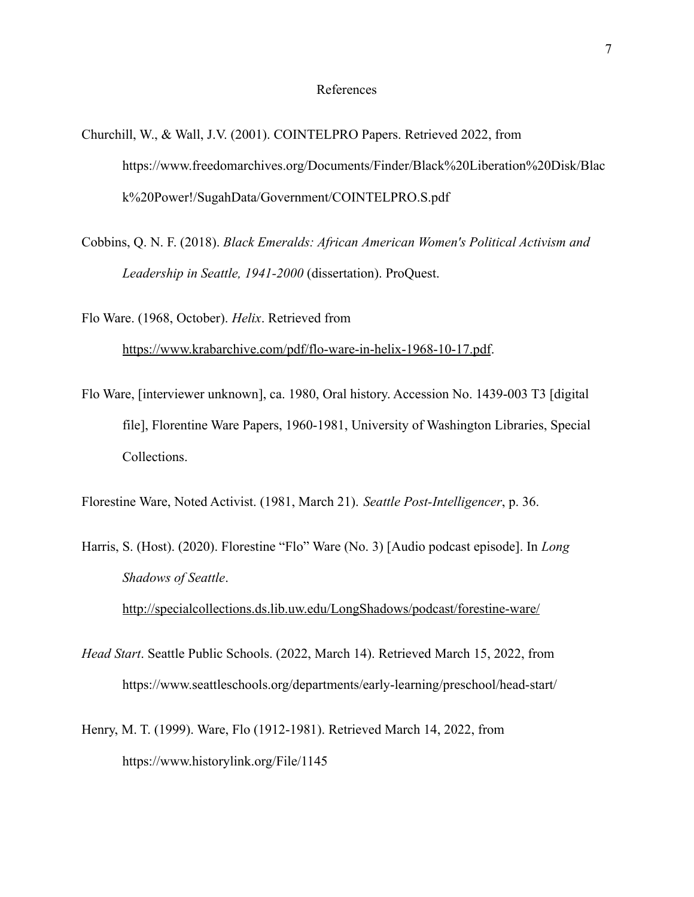# References

Churchill, W., & Wall, J.V. (2001). COINTELPRO Papers. Retrieved 2022, from https://www.freedomarchives.org/Documents/Finder/Black%20Liberation%20Disk/Black%20Power!/SugahData/Government/COINTELPRO.S.pdf

Cobbins, Q. N. F. (2018). *Black Emeralds: African American Women's Political Activism and Leadership in Seattle, 1941-2000* (dissertation). ProQuest.

Flo Ware. (1968, October). *Helix*. Retrieved from https://www.krabarchive.com/pdf/flo-ware-in-helix-1968-10-17.pdf.

Flo Ware, [interviewer unknown], ca. 1980, Oral history. Accession No. 1439-003 T3 [digital file], Florentine Ware Papers, 1960-1981, University of Washington Libraries, Special Collections.

Florestine Ware, Noted Activist. (1981, March 21). *Seattle Post-Intelligencer*, p. 36.

Harris, S. (Host). (2020). Florestine "Flo" Ware (No. 3) [Audio podcast episode]. In *Long Shadows of Seattle*. http://specialcollections.ds.lib.uw.edu/LongShadows/podcast/forestine-ware/

*Head Start*. Seattle Public Schools. (2022, March 14). Retrieved March 15, 2022, from https://www.seattleschools.org/departments/early-learning/preschool/head-start/

Henry, M. T. (1999). Ware, Flo (1912-1981). Retrieved March 14, 2022, from https://www.historylink.org/File/1145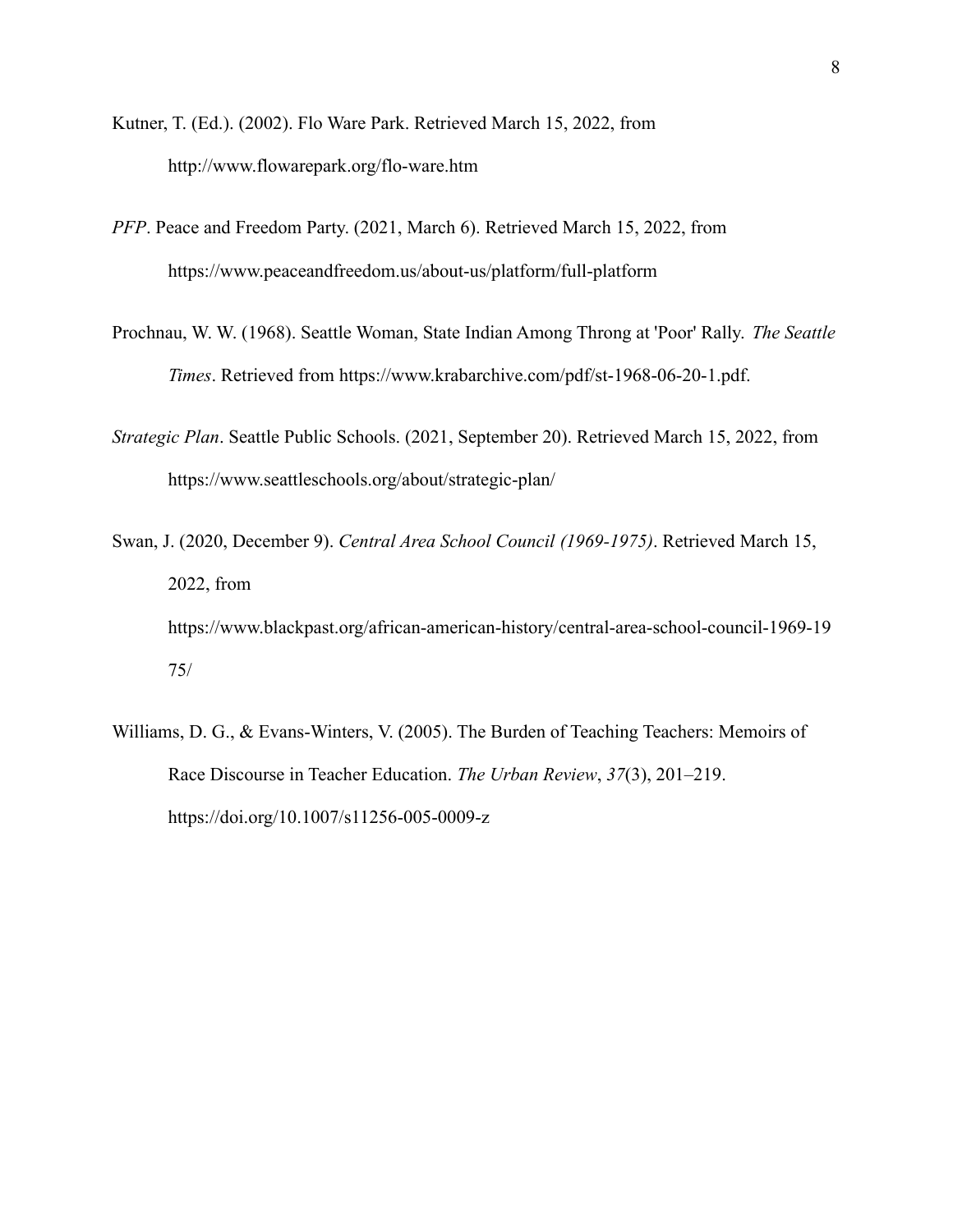Kutner, T. (Ed.). (2002). Flo Ware Park. Retrieved March 15, 2022, from http://www.flowarepark.org/flo-ware.htm

*PFP*. Peace and Freedom Party. (2021, March 6). Retrieved March 15, 2022, from https://www.peaceandfreedom.us/about-us/platform/full-platform

Prochnau, W. W. (1968). Seattle Woman, State Indian Among Throng at 'Poor' Rally. *The Seattle Times*. Retrieved from https://www.krabarchive.com/pdf/st-1968-06-20-1.pdf.

*Strategic Plan*. Seattle Public Schools. (2021, September 20). Retrieved March 15, 2022, from https://www.seattleschools.org/about/strategic-plan/

Swan, J. (2020, December 9). *Central Area School Council (1969-1975)*. Retrieved March 15, 2022, from https://www.blackpast.org/african-american-history/central-area-school-council-1969-1975/

Williams, D. G., & Evans-Winters, V. (2005). The Burden of Teaching Teachers: Memoirs of Race Discourse in Teacher Education. *The Urban Review*, *37*(3), 201–219. https://doi.org/10.1007/s11256-005-0009-z